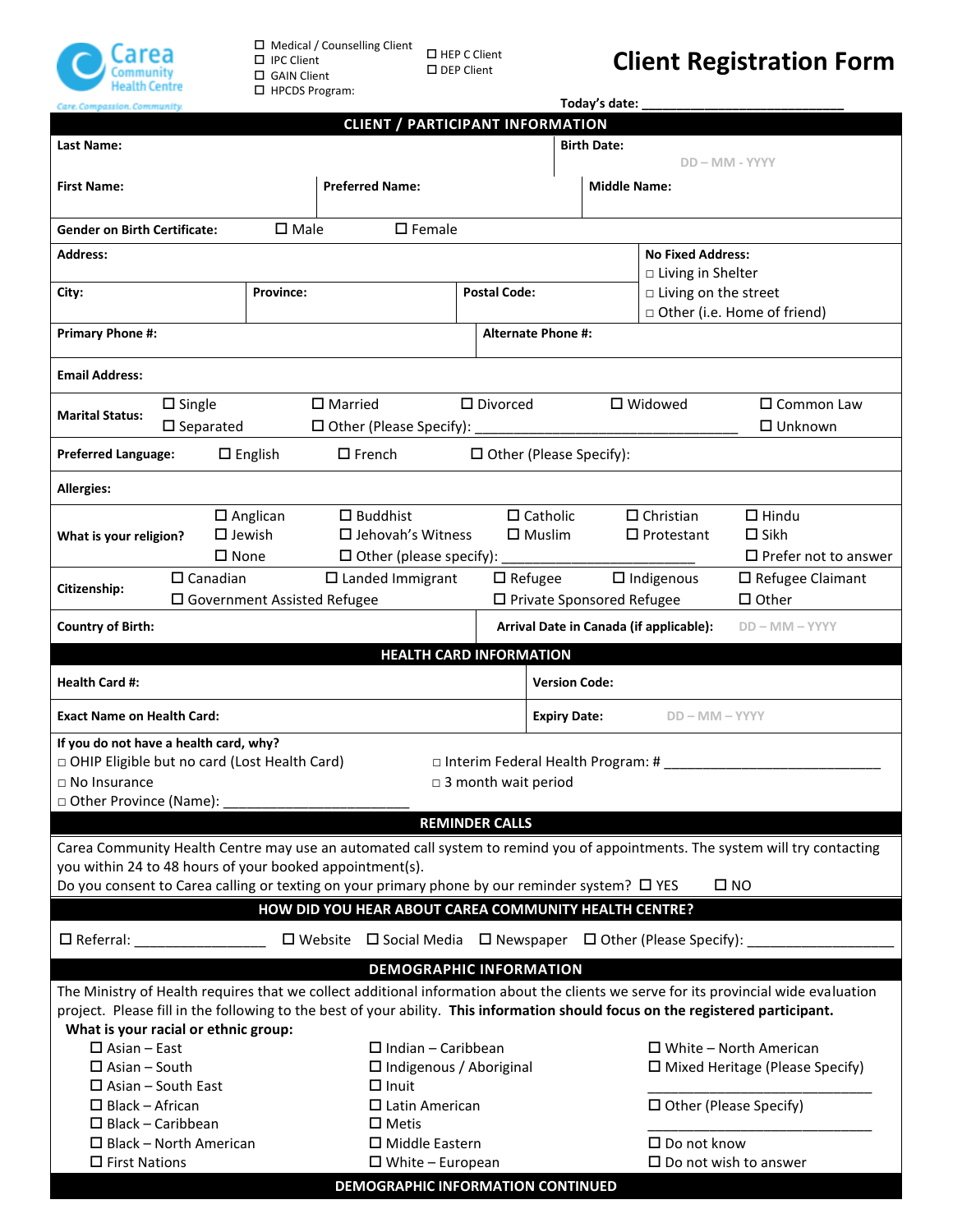Carea Community Health Centre
Care. Compassion. Community.

☐ Medical / Counselling Client
☐ IPC Client
☐ GAIN Client
☐ HPCDS Program:

☐ HEP C Client
☐ DEP Client

# Client Registration Form

Today's date: ___________________________

## CLIENT / PARTICIPANT INFORMATION

| | | |
|---|---|---|
| **Last Name:** | | **Birth Date:** DD - MM - YYYY |
| **First Name:** | **Preferred Name:** | **Middle Name:** |

**Gender on Birth Certificate:** ☐ Male ☐ Female

| | | | |
|---|---|---|---|
| **Address:** | | | **No Fixed Address:** □ Living in Shelter □ Living on the street □ Other (i.e. Home of friend) |
| **City:** | **Province:** | **Postal Code:** | |

| | |
|---|---|
| **Primary Phone #:** | **Alternate Phone #:** |

**Email Address:**

**Marital Status:** ☐ Single ☐ Married ☐ Divorced ☐ Widowed ☐ Common Law ☐ Separated ☐ Other (Please Specify): ___________________________________ ☐ Unknown

**Preferred Language:** ☐ English ☐ French ☐ Other (Please Specify):

**Allergies:**

**What is your religion?** ☐ Anglican ☐ Buddhist ☐ Catholic ☐ Christian ☐ Hindu ☐ Jewish ☐ Jehovah's Witness ☐ Muslim ☐ Protestant ☐ Sikh ☐ None ☐ Other (please specify): _________________________ ☐ Prefer not to answer

**Citizenship:** ☐ Canadian ☐ Landed Immigrant ☐ Refugee ☐ Indigenous ☐ Refugee Claimant ☐ Government Assisted Refugee ☐ Private Sponsored Refugee ☐ Other

| | |
|---|---|
| **Country of Birth:** | **Arrival Date in Canada (if applicable):** DD – MM – YYYY |

## HEALTH CARD INFORMATION

| | |
|---|---|
| **Health Card #:** | **Version Code:** |
| **Exact Name on Health Card:** | **Expiry Date:** DD – MM – YYYY |

**If you do not have a health card, why?**

□ OHIP Eligible but no card (Lost Health Card)
□ Interim Federal Health Program: # ______________________________
□ No Insurance
□ 3 month wait period
□ Other Province (Name): _________________________

## REMINDER CALLS

Carea Community Health Centre may use an automated call system to remind you of appointments. The system will try contacting you within 24 to 48 hours of your booked appointment(s).
Do you consent to Carea calling or texting on your primary phone by our reminder system? ☐ YES ☐ NO

## HOW DID YOU HEAR ABOUT CAREA COMMUNITY HEALTH CENTRE?

☐ Referral: __________________ ☐ Website ☐ Social Media ☐ Newspaper ☐ Other (Please Specify): ____________________

## DEMOGRAPHIC INFORMATION

The Ministry of Health requires that we collect additional information about the clients we serve for its provincial wide evaluation project. Please fill in the following to the best of your ability. **This information should focus on the registered participant.**

**What is your racial or ethnic group:**

☐ Asian – East
☐ Asian – South
☐ Asian – South East
☐ Black – African
☐ Black – Caribbean
☐ Black – North American
☐ First Nations
☐ Indian – Caribbean
☐ Indigenous / Aboriginal
☐ Inuit
☐ Latin American
☐ Metis
☐ Middle Eastern
☐ White – European
☐ White – North American
☐ Mixed Heritage (Please Specify) ______________________________
☐ Other (Please Specify) ______________________________
☐ Do not know
☐ Do not wish to answer

## DEMOGRAPHIC INFORMATION CONTINUED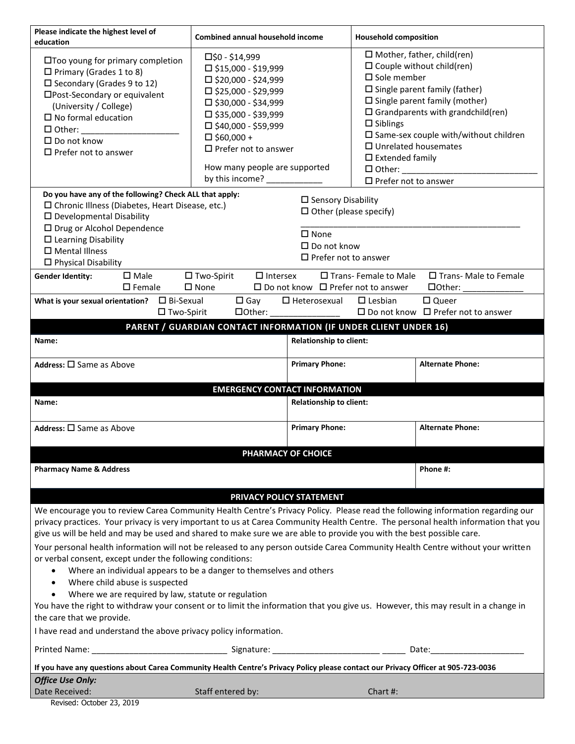| Please indicate the highest level of education | Combined annual household income | Household composition |
|---|---|---|
| ☐ Too young for primary completion<br>☐ Primary (Grades 1 to 8)<br>☐ Secondary (Grades 9 to 12)<br>☐ Post-Secondary or equivalent (University / College)<br>☐ No formal education<br>☐ Other: ____________________<br>☐ Do not know<br>☐ Prefer not to answer | ☐ $0 - $14,999<br>☐ $15,000 - $19,999<br>☐ $20,000 - $24,999<br>☐ $25,000 - $29,999<br>☐ $30,000 - $34,999<br>☐ $35,000 - $39,999<br>☐ $40,000 - $59,999<br>☐ $60,000 +<br>☐ Prefer not to answer<br><br>How many people are supported by this income? ___________ | ☐ Mother, father, child(ren)<br>☐ Couple without child(ren)<br>☐ Sole member<br>☐ Single parent family (father)<br>☐ Single parent family (mother)<br>☐ Grandparents with grandchild(ren)<br>☐ Siblings<br>☐ Same-sex couple with/without children<br>☐ Unrelated housemates<br>☐ Extended family<br>☐ Other: ____________________________<br>☐ Prefer not to answer |

**Do you have any of the following? Check ALL that apply:**

- ☐ Chronic Illness (Diabetes, Heart Disease, etc.)
- ☐ Developmental Disability
- ☐ Drug or Alcohol Dependence
- ☐ Learning Disability
- ☐ Mental Illness
- ☐ Physical Disability
- ☐ Sensory Disability
- ☐ Other (please specify) ______________________________________________
- ☐ None
- ☐ Do not know
- ☐ Prefer not to answer

**Gender Identity:** ☐ Male ☐ Female ☐ Two-Spirit ☐ None ☐ Intersex ☐ Do not know ☐ Trans- Female to Male ☐ Prefer not to answer ☐ Trans- Male to Female ☐ Other: ____________

**What is your sexual orientation?** ☐ Bi-Sexual ☐ Two-Spirit ☐ Gay ☐ Other: ______________ ☐ Heterosexual ☐ Lesbian ☐ Do not know ☐ Queer ☐ Prefer not to answer

## PARENT / GUARDIAN CONTACT INFORMATION (IF UNDER CLIENT UNDER 16)

| | | |
|---|---|---|
| **Name:** | **Relationship to client:** | |
| **Address:** ☐ Same as Above | **Primary Phone:** | **Alternate Phone:** |

## EMERGENCY CONTACT INFORMATION

| | | |
|---|---|---|
| **Name:** | **Relationship to client:** | |
| **Address:** ☐ Same as Above | **Primary Phone:** | **Alternate Phone:** |

## PHARMACY OF CHOICE

| | |
|---|---|
| **Pharmacy Name & Address** | **Phone #:** |

## PRIVACY POLICY STATEMENT

We encourage you to review Carea Community Health Centre's Privacy Policy. Please read the following information regarding our privacy practices. Your privacy is very important to us at Carea Community Health Centre. The personal health information that you give us will be held and may be used and shared to make sure we are able to provide you with the best possible care.

Your personal health information will not be released to any person outside Carea Community Health Centre without your written or verbal consent, except under the following conditions:

- Where an individual appears to be a danger to themselves and others
- Where child abuse is suspected
- Where we are required by law, statute or regulation

You have the right to withdraw your consent or to limit the information that you give us. However, this may result in a change in the care that we provide.

I have read and understand the above privacy policy information.

Printed Name: ____________________________ Signature: ______________________ _____ Date:____________________

**If you have any questions about Carea Community Health Centre's Privacy Policy please contact our Privacy Officer at 905-723-0036**

*Office Use Only:*

Date Received: Staff entered by: Chart #:

Revised: October 23, 2019